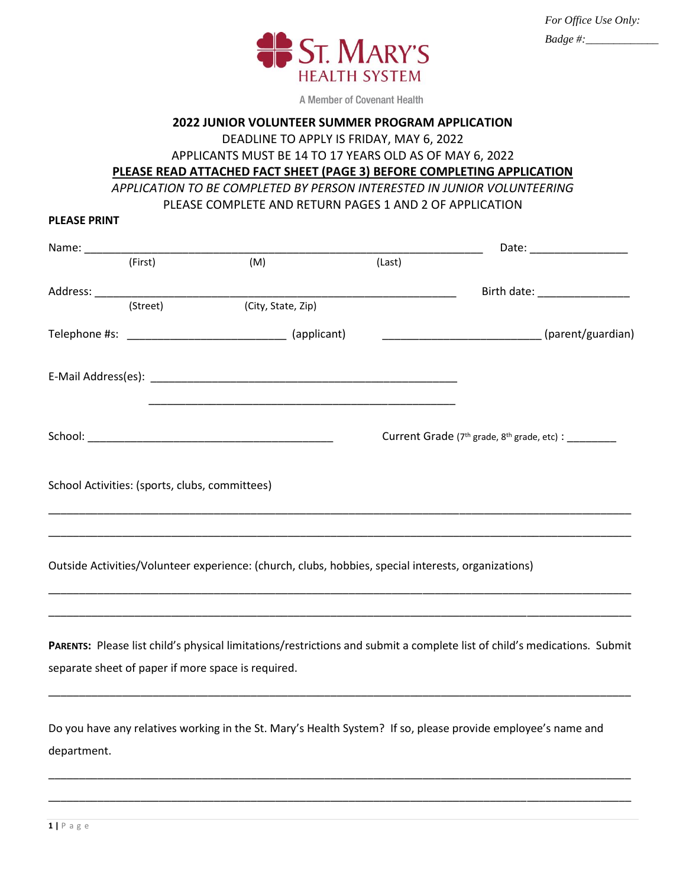*For Office Use Only:*

*Badge #:\_\_\_\_\_\_\_\_\_\_\_\_\_*

ST. MARY'S
HEALTH SYSTEM

A Member of Covenant Health

**2022 JUNIOR VOLUNTEER SUMMER PROGRAM APPLICATION**

DEADLINE TO APPLY IS FRIDAY, MAY 6, 2022

APPLICANTS MUST BE 14 TO 17 YEARS OLD AS OF MAY 6, 2022

**<u>PLEASE READ ATTACHED FACT SHEET (PAGE 3) BEFORE COMPLETING APPLICATION</u>**

*APPLICATION TO BE COMPLETED BY PERSON INTERESTED IN JUNIOR VOLUNTEERING*

PLEASE COMPLETE AND RETURN PAGES 1 AND 2 OF APPLICATION

**PLEASE PRINT**

Name: \_\_\_\_\_\_\_\_\_\_\_\_\_\_\_\_\_\_\_\_\_\_\_\_\_\_\_\_\_\_\_\_\_\_\_\_\_\_\_\_\_\_\_\_\_\_\_\_\_\_\_\_\_\_\_\_\_\_\_\_\_\_ Date: \_\_\_\_\_\_\_\_\_\_\_\_\_\_\_\_
(First) (M) (Last)

Address: \_\_\_\_\_\_\_\_\_\_\_\_\_\_\_\_\_\_\_\_\_\_\_\_\_\_\_\_\_\_\_\_\_\_\_\_\_\_\_\_\_\_\_\_\_\_\_\_\_\_\_\_\_\_\_\_\_\_\_ Birth date: \_\_\_\_\_\_\_\_\_\_\_\_\_\_\_
(Street) (City, State, Zip)

Telephone #s: \_\_\_\_\_\_\_\_\_\_\_\_\_\_\_\_\_\_\_\_\_\_\_\_\_\_ (applicant) \_\_\_\_\_\_\_\_\_\_\_\_\_\_\_\_\_\_\_\_\_\_\_\_\_\_ (parent/guardian)

E-Mail Address(es): \_\_\_\_\_\_\_\_\_\_\_\_\_\_\_\_\_\_\_\_\_\_\_\_\_\_\_\_\_\_\_\_\_\_\_\_\_\_\_\_\_\_\_\_\_\_\_\_\_\_

\_\_\_\_\_\_\_\_\_\_\_\_\_\_\_\_\_\_\_\_\_\_\_\_\_\_\_\_\_\_\_\_\_\_\_\_\_\_\_\_\_\_\_\_\_\_\_\_\_\_

School: \_\_\_\_\_\_\_\_\_\_\_\_\_\_\_\_\_\_\_\_\_\_\_\_\_\_\_\_\_\_\_\_\_\_\_\_\_\_\_\_ Current Grade (7th grade, 8th grade, etc) : \_\_\_\_\_\_\_\_

School Activities: (sports, clubs, committees)

\_\_\_\_\_\_\_\_\_\_\_\_\_\_\_\_\_\_\_\_\_\_\_\_\_\_\_\_\_\_\_\_\_\_\_\_\_\_\_\_\_\_\_\_\_\_\_\_\_\_\_\_\_\_\_\_\_\_\_\_\_\_\_\_\_\_\_\_\_\_\_\_\_\_\_\_\_\_\_\_\_\_\_\_\_\_\_\_\_\_\_\_

\_\_\_\_\_\_\_\_\_\_\_\_\_\_\_\_\_\_\_\_\_\_\_\_\_\_\_\_\_\_\_\_\_\_\_\_\_\_\_\_\_\_\_\_\_\_\_\_\_\_\_\_\_\_\_\_\_\_\_\_\_\_\_\_\_\_\_\_\_\_\_\_\_\_\_\_\_\_\_\_\_\_\_\_\_\_\_\_\_\_\_\_

Outside Activities/Volunteer experience: (church, clubs, hobbies, special interests, organizations)

\_\_\_\_\_\_\_\_\_\_\_\_\_\_\_\_\_\_\_\_\_\_\_\_\_\_\_\_\_\_\_\_\_\_\_\_\_\_\_\_\_\_\_\_\_\_\_\_\_\_\_\_\_\_\_\_\_\_\_\_\_\_\_\_\_\_\_\_\_\_\_\_\_\_\_\_\_\_\_\_\_\_\_\_\_\_\_\_\_\_\_\_

\_\_\_\_\_\_\_\_\_\_\_\_\_\_\_\_\_\_\_\_\_\_\_\_\_\_\_\_\_\_\_\_\_\_\_\_\_\_\_\_\_\_\_\_\_\_\_\_\_\_\_\_\_\_\_\_\_\_\_\_\_\_\_\_\_\_\_\_\_\_\_\_\_\_\_\_\_\_\_\_\_\_\_\_\_\_\_\_\_\_\_\_

**PARENTS:** Please list child's physical limitations/restrictions and submit a complete list of child's medications. Submit separate sheet of paper if more space is required.

\_\_\_\_\_\_\_\_\_\_\_\_\_\_\_\_\_\_\_\_\_\_\_\_\_\_\_\_\_\_\_\_\_\_\_\_\_\_\_\_\_\_\_\_\_\_\_\_\_\_\_\_\_\_\_\_\_\_\_\_\_\_\_\_\_\_\_\_\_\_\_\_\_\_\_\_\_\_\_\_\_\_\_\_\_\_\_\_\_\_\_\_

Do you have any relatives working in the St. Mary's Health System? If so, please provide employee's name and department.

\_\_\_\_\_\_\_\_\_\_\_\_\_\_\_\_\_\_\_\_\_\_\_\_\_\_\_\_\_\_\_\_\_\_\_\_\_\_\_\_\_\_\_\_\_\_\_\_\_\_\_\_\_\_\_\_\_\_\_\_\_\_\_\_\_\_\_\_\_\_\_\_\_\_\_\_\_\_\_\_\_\_\_\_\_\_\_\_\_\_\_\_

\_\_\_\_\_\_\_\_\_\_\_\_\_\_\_\_\_\_\_\_\_\_\_\_\_\_\_\_\_\_\_\_\_\_\_\_\_\_\_\_\_\_\_\_\_\_\_\_\_\_\_\_\_\_\_\_\_\_\_\_\_\_\_\_\_\_\_\_\_\_\_\_\_\_\_\_\_\_\_\_\_\_\_\_\_\_\_\_\_\_\_\_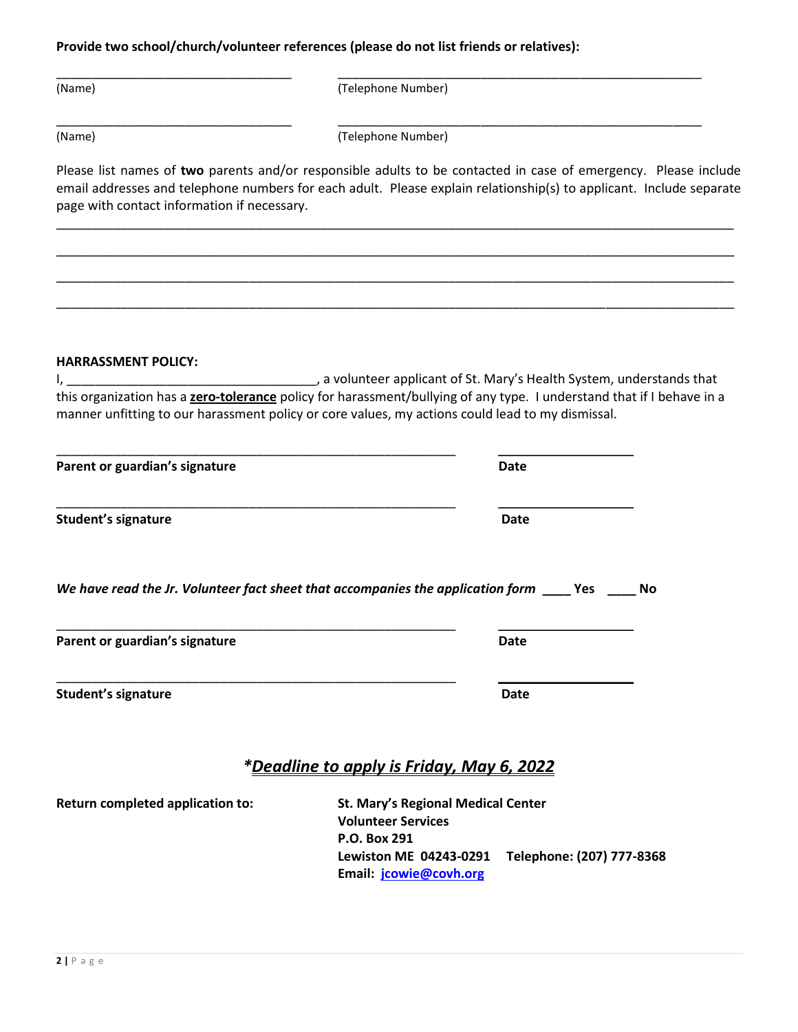**Provide two school/church/volunteer references (please do not list friends or relatives):**

___________________________________ ________________________________________________________

(Name) (Telephone Number)

___________________________________ ________________________________________________________

(Name) (Telephone Number)

Please list names of **two** parents and/or responsible adults to be contacted in case of emergency. Please include email addresses and telephone numbers for each adult. Please explain relationship(s) to applicant. Include separate page with contact information if necessary.

____________________________________________________________________________________________________

____________________________________________________________________________________________________

____________________________________________________________________________________________________

____________________________________________________________________________________________________

**HARRASSMENT POLICY:**

I, ___________________________________, a volunteer applicant of St. Mary's Health System, understands that this organization has a **zero-tolerance** policy for harassment/bullying of any type. I understand that if I behave in a manner unfitting to our harassment policy or core values, my actions could lead to my dismissal.

____________________________________________________________ ____________________

**Parent or guardian's signature** **Date**

____________________________________________________________ ____________________

**Student's signature** **Date**

***We have read the Jr. Volunteer fact sheet that accompanies the application form*** **____ Yes ____ No**

____________________________________________________________ ____________________

**Parent or guardian's signature** **Date**

____________________________________________________________ ____________________

**Student's signature** **Date**

## *\*Deadline to apply is Friday, May 6, 2022*

**Return completed application to:**

**St. Mary's Regional Medical Center**
**Volunteer Services**
**P.O. Box 291**
**Lewiston ME 04243-0291 Telephone: (207) 777-8368**
**Email: jcowie@covh.org**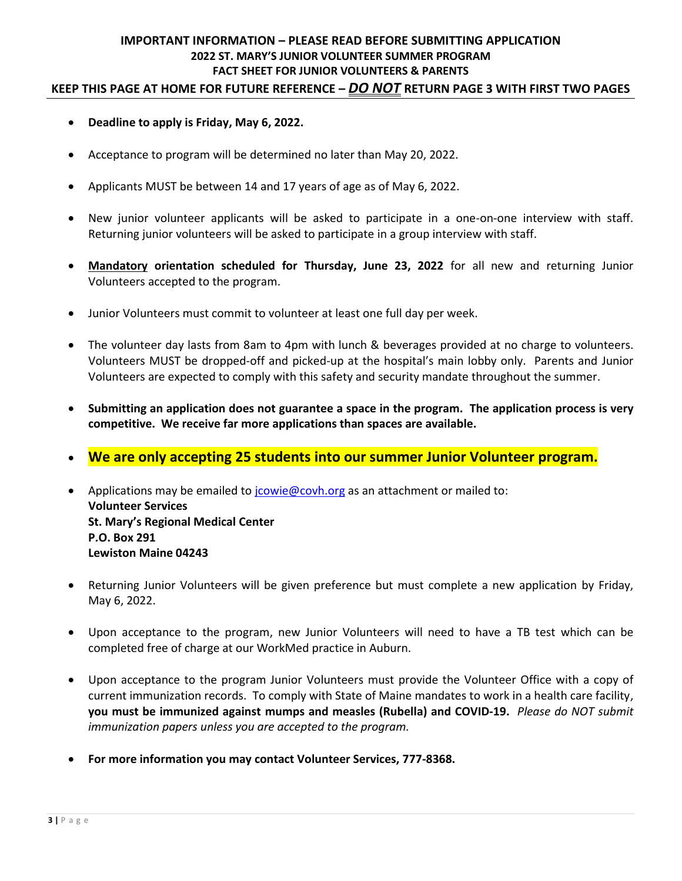## IMPORTANT INFORMATION – PLEASE READ BEFORE SUBMITTING APPLICATION

### 2022 ST. MARY'S JUNIOR VOLUNTEER SUMMER PROGRAM

### FACT SHEET FOR JUNIOR VOLUNTEERS & PARENTS

**KEEP THIS PAGE AT HOME FOR FUTURE REFERENCE – *DO NOT* RETURN PAGE 3 WITH FIRST TWO PAGES**

- **Deadline to apply is Friday, May 6, 2022.**
- Acceptance to program will be determined no later than May 20, 2022.
- Applicants MUST be between 14 and 17 years of age as of May 6, 2022.
- New junior volunteer applicants will be asked to participate in a one-on-one interview with staff. Returning junior volunteers will be asked to participate in a group interview with staff.
- **Mandatory orientation scheduled for Thursday, June 23, 2022** for all new and returning Junior Volunteers accepted to the program.
- Junior Volunteers must commit to volunteer at least one full day per week.
- The volunteer day lasts from 8am to 4pm with lunch & beverages provided at no charge to volunteers. Volunteers MUST be dropped-off and picked-up at the hospital's main lobby only. Parents and Junior Volunteers are expected to comply with this safety and security mandate throughout the summer.
- **Submitting an application does not guarantee a space in the program. The application process is very competitive. We receive far more applications than spaces are available.**
- **We are only accepting 25 students into our summer Junior Volunteer program.**
- Applications may be emailed to jcowie@covh.org as an attachment or mailed to:
  **Volunteer Services**
  **St. Mary's Regional Medical Center**
  **P.O. Box 291**
  **Lewiston Maine 04243**
- Returning Junior Volunteers will be given preference but must complete a new application by Friday, May 6, 2022.
- Upon acceptance to the program, new Junior Volunteers will need to have a TB test which can be completed free of charge at our WorkMed practice in Auburn.
- Upon acceptance to the program Junior Volunteers must provide the Volunteer Office with a copy of current immunization records. To comply with State of Maine mandates to work in a health care facility, **you must be immunized against mumps and measles (Rubella) and COVID-19.** *Please do NOT submit immunization papers unless you are accepted to the program.*
- **For more information you may contact Volunteer Services, 777-8368.**